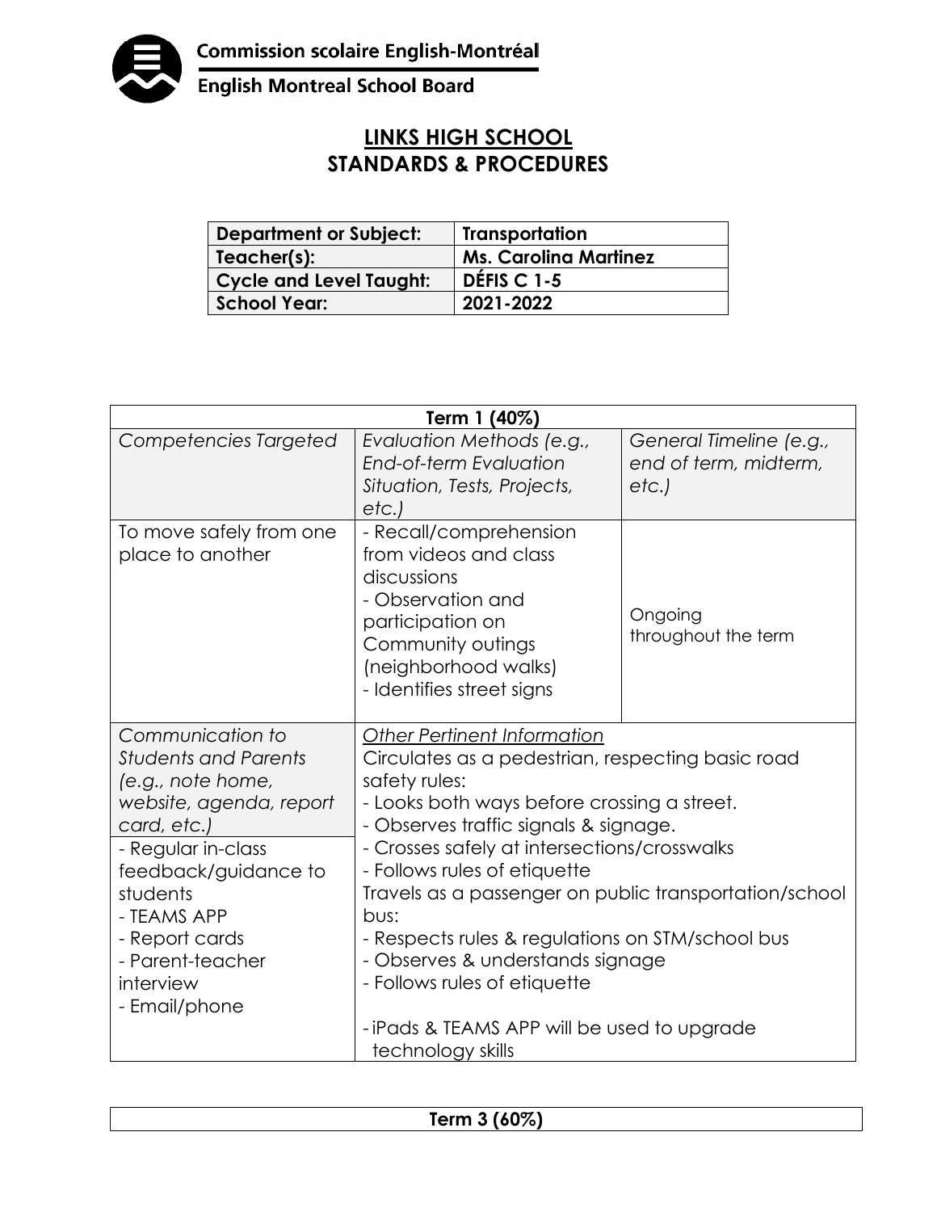Commission scolaire English-Montréal
English Montreal School Board

# LINKS HIGH SCHOOL
# STANDARDS & PROCEDURES

| Department or Subject: | Transportation |
|---|---|
| Teacher(s): | Ms. Carolina Martinez |
| Cycle and Level Taught: | DÉFIS C 1-5 |
| School Year: | 2021-2022 |

| Term 1 (40%) | | |
|---|---|---|
| *Competencies Targeted* | *Evaluation Methods (e.g., End-of-term Evaluation Situation, Tests, Projects, etc.)* | *General Timeline (e.g., end of term, midterm, etc.)* |
| To move safely from one place to another | - Recall/comprehension from videos and class discussions<br>- Observation and participation on Community outings (neighborhood walks)<br>- Identifies street signs | Ongoing throughout the term |
| *Communication to Students and Parents (e.g., note home, website, agenda, report card, etc.)*<br>- Regular in-class feedback/guidance to students<br>- TEAMS APP<br>- Report cards<br>- Parent-teacher interview<br>- Email/phone | <u>*Other Pertinent Information*</u><br>Circulates as a pedestrian, respecting basic road safety rules:<br>- Looks both ways before crossing a street.<br>- Observes traffic signals & signage.<br>- Crosses safely at intersections/crosswalks<br>- Follows rules of etiquette<br>Travels as a passenger on public transportation/school bus:<br>- Respects rules & regulations on STM/school bus<br>- Observes & understands signage<br>- Follows rules of etiquette<br><br>- iPads & TEAMS APP will be used to upgrade technology skills | |

| Term 3 (60%) |
|---|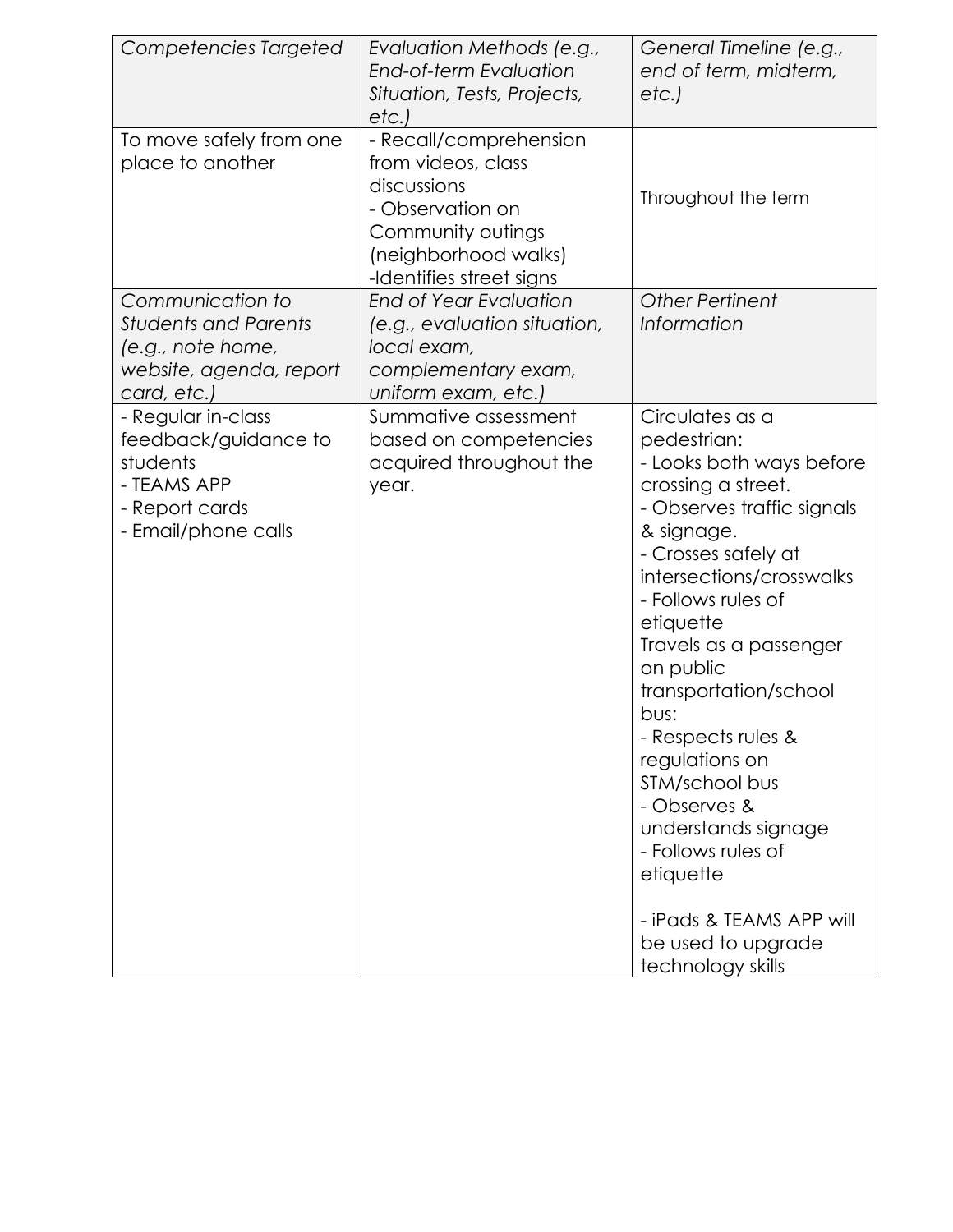| *Competencies Targeted* | *Evaluation Methods (e.g., End-of-term Evaluation Situation, Tests, Projects, etc.)* | *General Timeline (e.g., end of term, midterm, etc.)* |
|---|---|---|
| To move safely from one place to another | - Recall/comprehension from videos, class discussions<br>- Observation on Community outings (neighborhood walks)<br>-Identifies street signs | Throughout the term |
| *Communication to Students and Parents (e.g., note home, website, agenda, report card, etc.)* | *End of Year Evaluation (e.g., evaluation situation, local exam, complementary exam, uniform exam, etc.)* | *Other Pertinent Information* |
| - Regular in-class feedback/guidance to students<br>- TEAMS APP<br>- Report cards<br>- Email/phone calls | Summative assessment based on competencies acquired throughout the year. | Circulates as a pedestrian:<br>- Looks both ways before crossing a street.<br>- Observes traffic signals & signage.<br>- Crosses safely at intersections/crosswalks<br>- Follows rules of etiquette<br>Travels as a passenger on public transportation/school bus:<br>- Respects rules & regulations on STM/school bus<br>- Observes & understands signage<br>- Follows rules of etiquette<br><br>- iPads & TEAMS APP will be used to upgrade technology skills |